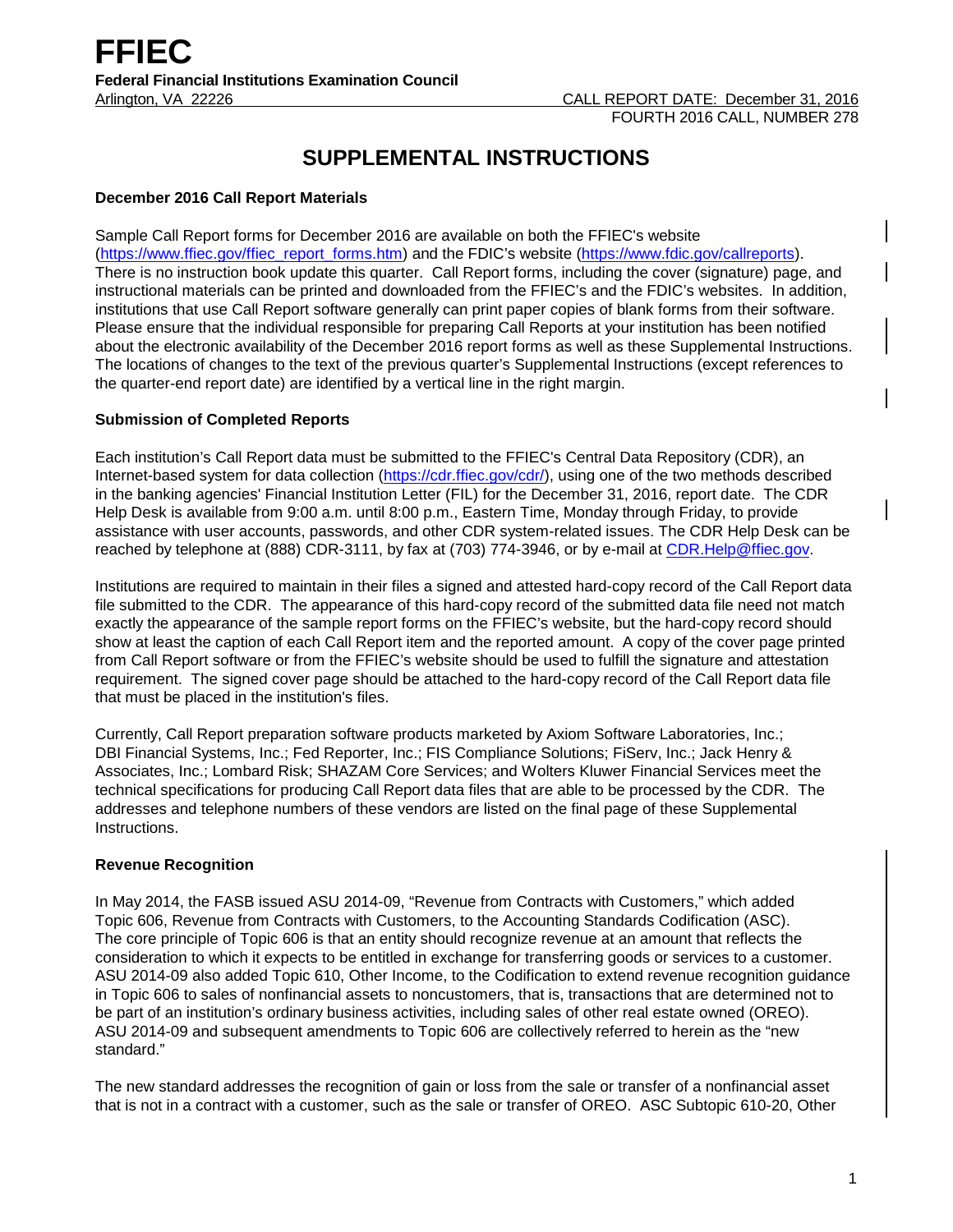# FFIEC

**Federal Financial Institutions Examination Council**

Arlington, VA 22226 CALL REPORT DATE: December 31, 2016

FOURTH 2016 CALL, NUMBER 278

## SUPPLEMENTAL INSTRUCTIONS

### December 2016 Call Report Materials

Sample Call Report forms for December 2016 are available on both the FFIEC's website (https://www.ffiec.gov/ffiec_report_forms.htm) and the FDIC's website (https://www.fdic.gov/callreports). There is no instruction book update this quarter. Call Report forms, including the cover (signature) page, and instructional materials can be printed and downloaded from the FFIEC's and the FDIC's websites. In addition, institutions that use Call Report software generally can print paper copies of blank forms from their software. Please ensure that the individual responsible for preparing Call Reports at your institution has been notified about the electronic availability of the December 2016 report forms as well as these Supplemental Instructions. The locations of changes to the text of the previous quarter's Supplemental Instructions (except references to the quarter-end report date) are identified by a vertical line in the right margin.

### Submission of Completed Reports

Each institution's Call Report data must be submitted to the FFIEC's Central Data Repository (CDR), an Internet-based system for data collection (https://cdr.ffiec.gov/cdr/), using one of the two methods described in the banking agencies' Financial Institution Letter (FIL) for the December 31, 2016, report date. The CDR Help Desk is available from 9:00 a.m. until 8:00 p.m., Eastern Time, Monday through Friday, to provide assistance with user accounts, passwords, and other CDR system-related issues. The CDR Help Desk can be reached by telephone at (888) CDR-3111, by fax at (703) 774-3946, or by e-mail at CDR.Help@ffiec.gov.

Institutions are required to maintain in their files a signed and attested hard-copy record of the Call Report data file submitted to the CDR. The appearance of this hard-copy record of the submitted data file need not match exactly the appearance of the sample report forms on the FFIEC's website, but the hard-copy record should show at least the caption of each Call Report item and the reported amount. A copy of the cover page printed from Call Report software or from the FFIEC's website should be used to fulfill the signature and attestation requirement. The signed cover page should be attached to the hard-copy record of the Call Report data file that must be placed in the institution's files.

Currently, Call Report preparation software products marketed by Axiom Software Laboratories, Inc.; DBI Financial Systems, Inc.; Fed Reporter, Inc.; FIS Compliance Solutions; FiServ, Inc.; Jack Henry & Associates, Inc.; Lombard Risk; SHAZAM Core Services; and Wolters Kluwer Financial Services meet the technical specifications for producing Call Report data files that are able to be processed by the CDR. The addresses and telephone numbers of these vendors are listed on the final page of these Supplemental Instructions.

### Revenue Recognition

In May 2014, the FASB issued ASU 2014-09, "Revenue from Contracts with Customers," which added Topic 606, Revenue from Contracts with Customers, to the Accounting Standards Codification (ASC). The core principle of Topic 606 is that an entity should recognize revenue at an amount that reflects the consideration to which it expects to be entitled in exchange for transferring goods or services to a customer. ASU 2014-09 also added Topic 610, Other Income, to the Codification to extend revenue recognition guidance in Topic 606 to sales of nonfinancial assets to noncustomers, that is, transactions that are determined not to be part of an institution's ordinary business activities, including sales of other real estate owned (OREO). ASU 2014-09 and subsequent amendments to Topic 606 are collectively referred to herein as the "new standard."

The new standard addresses the recognition of gain or loss from the sale or transfer of a nonfinancial asset that is not in a contract with a customer, such as the sale or transfer of OREO. ASC Subtopic 610-20, Other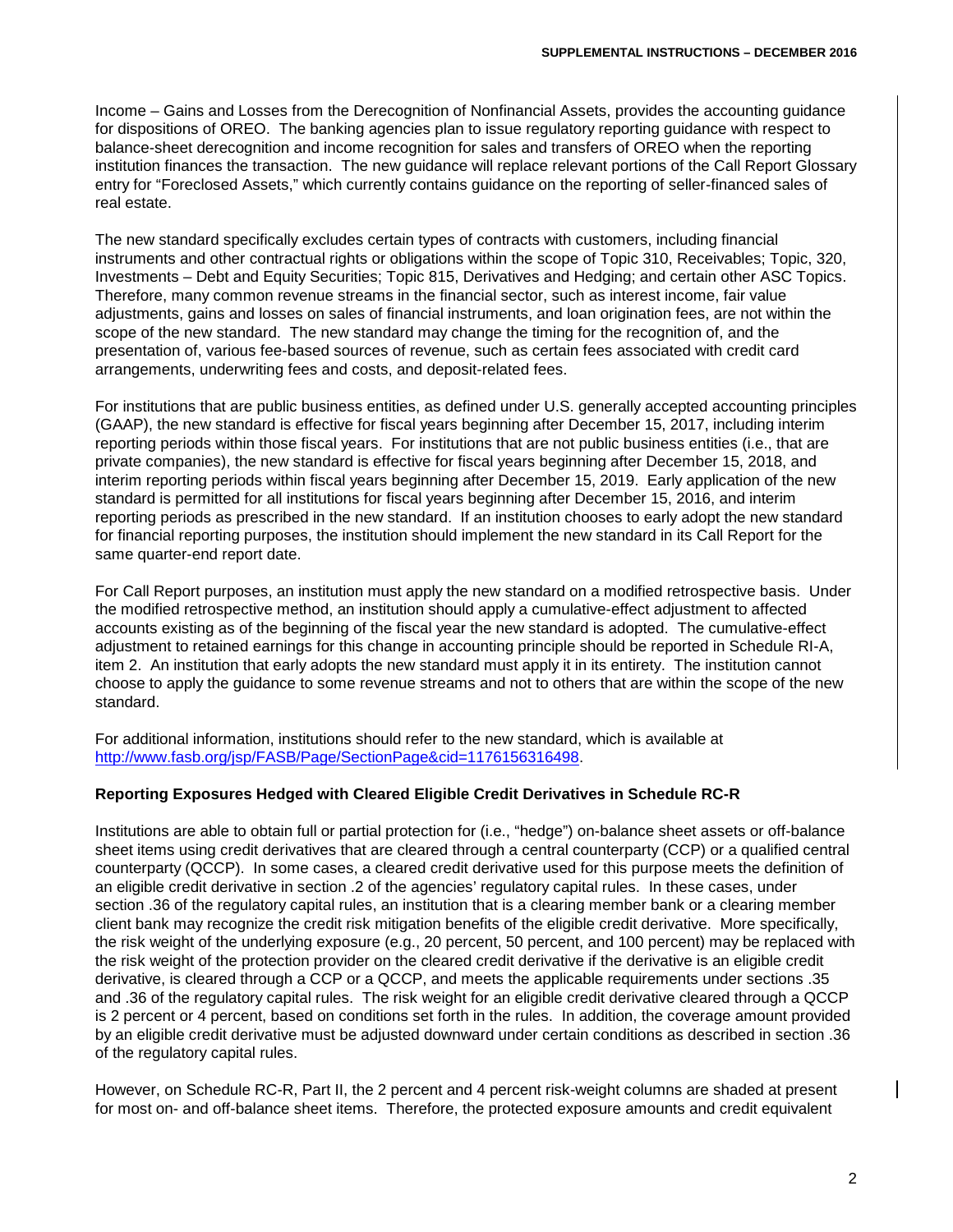Income – Gains and Losses from the Derecognition of Nonfinancial Assets, provides the accounting guidance for dispositions of OREO. The banking agencies plan to issue regulatory reporting guidance with respect to balance-sheet derecognition and income recognition for sales and transfers of OREO when the reporting institution finances the transaction. The new guidance will replace relevant portions of the Call Report Glossary entry for "Foreclosed Assets," which currently contains guidance on the reporting of seller-financed sales of real estate.

The new standard specifically excludes certain types of contracts with customers, including financial instruments and other contractual rights or obligations within the scope of Topic 310, Receivables; Topic, 320, Investments – Debt and Equity Securities; Topic 815, Derivatives and Hedging; and certain other ASC Topics. Therefore, many common revenue streams in the financial sector, such as interest income, fair value adjustments, gains and losses on sales of financial instruments, and loan origination fees, are not within the scope of the new standard. The new standard may change the timing for the recognition of, and the presentation of, various fee-based sources of revenue, such as certain fees associated with credit card arrangements, underwriting fees and costs, and deposit-related fees.

For institutions that are public business entities, as defined under U.S. generally accepted accounting principles (GAAP), the new standard is effective for fiscal years beginning after December 15, 2017, including interim reporting periods within those fiscal years. For institutions that are not public business entities (i.e., that are private companies), the new standard is effective for fiscal years beginning after December 15, 2018, and interim reporting periods within fiscal years beginning after December 15, 2019. Early application of the new standard is permitted for all institutions for fiscal years beginning after December 15, 2016, and interim reporting periods as prescribed in the new standard. If an institution chooses to early adopt the new standard for financial reporting purposes, the institution should implement the new standard in its Call Report for the same quarter-end report date.

For Call Report purposes, an institution must apply the new standard on a modified retrospective basis. Under the modified retrospective method, an institution should apply a cumulative-effect adjustment to affected accounts existing as of the beginning of the fiscal year the new standard is adopted. The cumulative-effect adjustment to retained earnings for this change in accounting principle should be reported in Schedule RI-A, item 2. An institution that early adopts the new standard must apply it in its entirety. The institution cannot choose to apply the guidance to some revenue streams and not to others that are within the scope of the new standard.

For additional information, institutions should refer to the new standard, which is available at http://www.fasb.org/jsp/FASB/Page/SectionPage&cid=1176156316498.

### Reporting Exposures Hedged with Cleared Eligible Credit Derivatives in Schedule RC-R

Institutions are able to obtain full or partial protection for (i.e., "hedge") on-balance sheet assets or off-balance sheet items using credit derivatives that are cleared through a central counterparty (CCP) or a qualified central counterparty (QCCP). In some cases, a cleared credit derivative used for this purpose meets the definition of an eligible credit derivative in section .2 of the agencies' regulatory capital rules. In these cases, under section .36 of the regulatory capital rules, an institution that is a clearing member bank or a clearing member client bank may recognize the credit risk mitigation benefits of the eligible credit derivative. More specifically, the risk weight of the underlying exposure (e.g., 20 percent, 50 percent, and 100 percent) may be replaced with the risk weight of the protection provider on the cleared credit derivative if the derivative is an eligible credit derivative, is cleared through a CCP or a QCCP, and meets the applicable requirements under sections .35 and .36 of the regulatory capital rules. The risk weight for an eligible credit derivative cleared through a QCCP is 2 percent or 4 percent, based on conditions set forth in the rules. In addition, the coverage amount provided by an eligible credit derivative must be adjusted downward under certain conditions as described in section .36 of the regulatory capital rules.

However, on Schedule RC-R, Part II, the 2 percent and 4 percent risk-weight columns are shaded at present for most on- and off-balance sheet items. Therefore, the protected exposure amounts and credit equivalent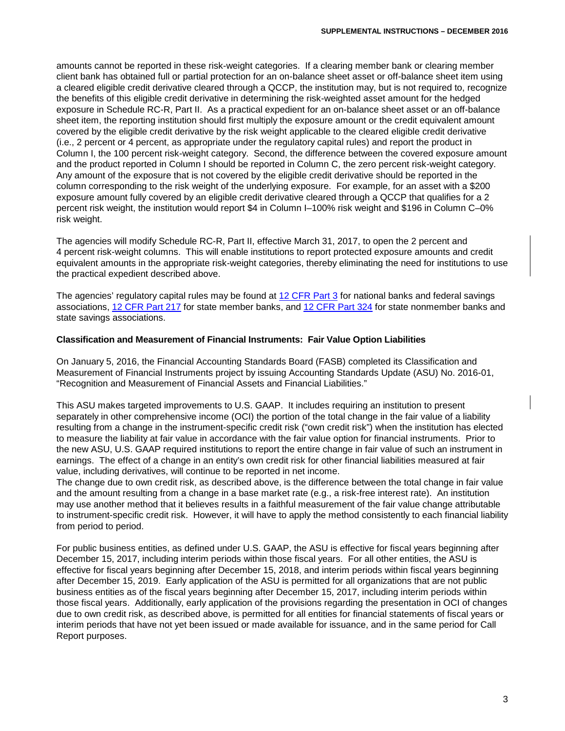amounts cannot be reported in these risk-weight categories. If a clearing member bank or clearing member client bank has obtained full or partial protection for an on-balance sheet asset or off-balance sheet item using a cleared eligible credit derivative cleared through a QCCP, the institution may, but is not required to, recognize the benefits of this eligible credit derivative in determining the risk-weighted asset amount for the hedged exposure in Schedule RC-R, Part II. As a practical expedient for an on-balance sheet asset or an off-balance sheet item, the reporting institution should first multiply the exposure amount or the credit equivalent amount covered by the eligible credit derivative by the risk weight applicable to the cleared eligible credit derivative (i.e., 2 percent or 4 percent, as appropriate under the regulatory capital rules) and report the product in Column I, the 100 percent risk-weight category. Second, the difference between the covered exposure amount and the product reported in Column I should be reported in Column C, the zero percent risk-weight category. Any amount of the exposure that is not covered by the eligible credit derivative should be reported in the column corresponding to the risk weight of the underlying exposure. For example, for an asset with a $200 exposure amount fully covered by an eligible credit derivative cleared through a QCCP that qualifies for a 2 percent risk weight, the institution would report $4 in Column I–100% risk weight and $196 in Column C–0% risk weight.

The agencies will modify Schedule RC-R, Part II, effective March 31, 2017, to open the 2 percent and 4 percent risk-weight columns. This will enable institutions to report protected exposure amounts and credit equivalent amounts in the appropriate risk-weight categories, thereby eliminating the need for institutions to use the practical expedient described above.

The agencies' regulatory capital rules may be found at 12 CFR Part 3 for national banks and federal savings associations, 12 CFR Part 217 for state member banks, and 12 CFR Part 324 for state nonmember banks and state savings associations.

**Classification and Measurement of Financial Instruments: Fair Value Option Liabilities**

On January 5, 2016, the Financial Accounting Standards Board (FASB) completed its Classification and Measurement of Financial Instruments project by issuing Accounting Standards Update (ASU) No. 2016-01, "Recognition and Measurement of Financial Assets and Financial Liabilities."

This ASU makes targeted improvements to U.S. GAAP. It includes requiring an institution to present separately in other comprehensive income (OCI) the portion of the total change in the fair value of a liability resulting from a change in the instrument-specific credit risk ("own credit risk") when the institution has elected to measure the liability at fair value in accordance with the fair value option for financial instruments. Prior to the new ASU, U.S. GAAP required institutions to report the entire change in fair value of such an instrument in earnings. The effect of a change in an entity's own credit risk for other financial liabilities measured at fair value, including derivatives, will continue to be reported in net income.

The change due to own credit risk, as described above, is the difference between the total change in fair value and the amount resulting from a change in a base market rate (e.g., a risk-free interest rate). An institution may use another method that it believes results in a faithful measurement of the fair value change attributable to instrument-specific credit risk. However, it will have to apply the method consistently to each financial liability from period to period.

For public business entities, as defined under U.S. GAAP, the ASU is effective for fiscal years beginning after December 15, 2017, including interim periods within those fiscal years. For all other entities, the ASU is effective for fiscal years beginning after December 15, 2018, and interim periods within fiscal years beginning after December 15, 2019. Early application of the ASU is permitted for all organizations that are not public business entities as of the fiscal years beginning after December 15, 2017, including interim periods within those fiscal years. Additionally, early application of the provisions regarding the presentation in OCI of changes due to own credit risk, as described above, is permitted for all entities for financial statements of fiscal years or interim periods that have not yet been issued or made available for issuance, and in the same period for Call Report purposes.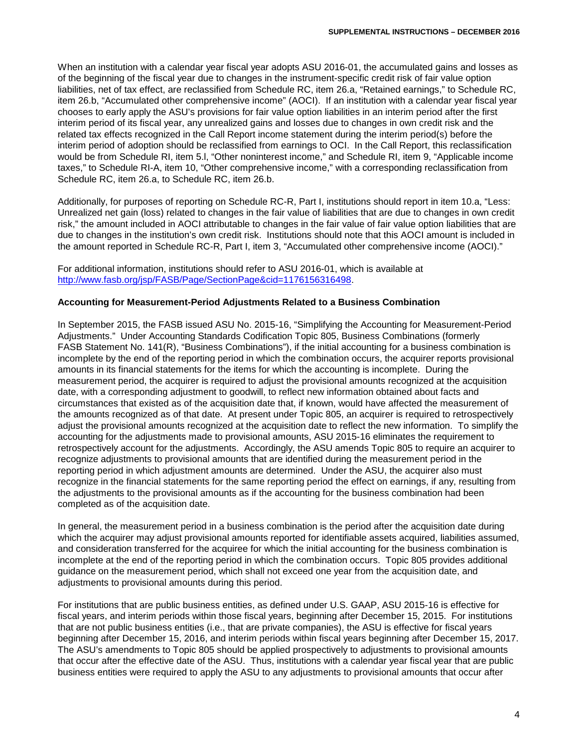When an institution with a calendar year fiscal year adopts ASU 2016-01, the accumulated gains and losses as of the beginning of the fiscal year due to changes in the instrument-specific credit risk of fair value option liabilities, net of tax effect, are reclassified from Schedule RC, item 26.a, "Retained earnings," to Schedule RC, item 26.b, "Accumulated other comprehensive income" (AOCI). If an institution with a calendar year fiscal year chooses to early apply the ASU's provisions for fair value option liabilities in an interim period after the first interim period of its fiscal year, any unrealized gains and losses due to changes in own credit risk and the related tax effects recognized in the Call Report income statement during the interim period(s) before the interim period of adoption should be reclassified from earnings to OCI. In the Call Report, this reclassification would be from Schedule RI, item 5.l, "Other noninterest income," and Schedule RI, item 9, "Applicable income taxes," to Schedule RI-A, item 10, "Other comprehensive income," with a corresponding reclassification from Schedule RC, item 26.a, to Schedule RC, item 26.b.

Additionally, for purposes of reporting on Schedule RC-R, Part I, institutions should report in item 10.a, "Less: Unrealized net gain (loss) related to changes in the fair value of liabilities that are due to changes in own credit risk," the amount included in AOCI attributable to changes in the fair value of fair value option liabilities that are due to changes in the institution's own credit risk. Institutions should note that this AOCI amount is included in the amount reported in Schedule RC-R, Part I, item 3, "Accumulated other comprehensive income (AOCI)."

For additional information, institutions should refer to ASU 2016-01, which is available at http://www.fasb.org/jsp/FASB/Page/SectionPage&cid=1176156316498.

**Accounting for Measurement-Period Adjustments Related to a Business Combination**

In September 2015, the FASB issued ASU No. 2015-16, "Simplifying the Accounting for Measurement-Period Adjustments." Under Accounting Standards Codification Topic 805, Business Combinations (formerly FASB Statement No. 141(R), "Business Combinations"), if the initial accounting for a business combination is incomplete by the end of the reporting period in which the combination occurs, the acquirer reports provisional amounts in its financial statements for the items for which the accounting is incomplete. During the measurement period, the acquirer is required to adjust the provisional amounts recognized at the acquisition date, with a corresponding adjustment to goodwill, to reflect new information obtained about facts and circumstances that existed as of the acquisition date that, if known, would have affected the measurement of the amounts recognized as of that date. At present under Topic 805, an acquirer is required to retrospectively adjust the provisional amounts recognized at the acquisition date to reflect the new information. To simplify the accounting for the adjustments made to provisional amounts, ASU 2015-16 eliminates the requirement to retrospectively account for the adjustments. Accordingly, the ASU amends Topic 805 to require an acquirer to recognize adjustments to provisional amounts that are identified during the measurement period in the reporting period in which adjustment amounts are determined. Under the ASU, the acquirer also must recognize in the financial statements for the same reporting period the effect on earnings, if any, resulting from the adjustments to the provisional amounts as if the accounting for the business combination had been completed as of the acquisition date.

In general, the measurement period in a business combination is the period after the acquisition date during which the acquirer may adjust provisional amounts reported for identifiable assets acquired, liabilities assumed, and consideration transferred for the acquiree for which the initial accounting for the business combination is incomplete at the end of the reporting period in which the combination occurs. Topic 805 provides additional guidance on the measurement period, which shall not exceed one year from the acquisition date, and adjustments to provisional amounts during this period.

For institutions that are public business entities, as defined under U.S. GAAP, ASU 2015-16 is effective for fiscal years, and interim periods within those fiscal years, beginning after December 15, 2015. For institutions that are not public business entities (i.e., that are private companies), the ASU is effective for fiscal years beginning after December 15, 2016, and interim periods within fiscal years beginning after December 15, 2017. The ASU's amendments to Topic 805 should be applied prospectively to adjustments to provisional amounts that occur after the effective date of the ASU. Thus, institutions with a calendar year fiscal year that are public business entities were required to apply the ASU to any adjustments to provisional amounts that occur after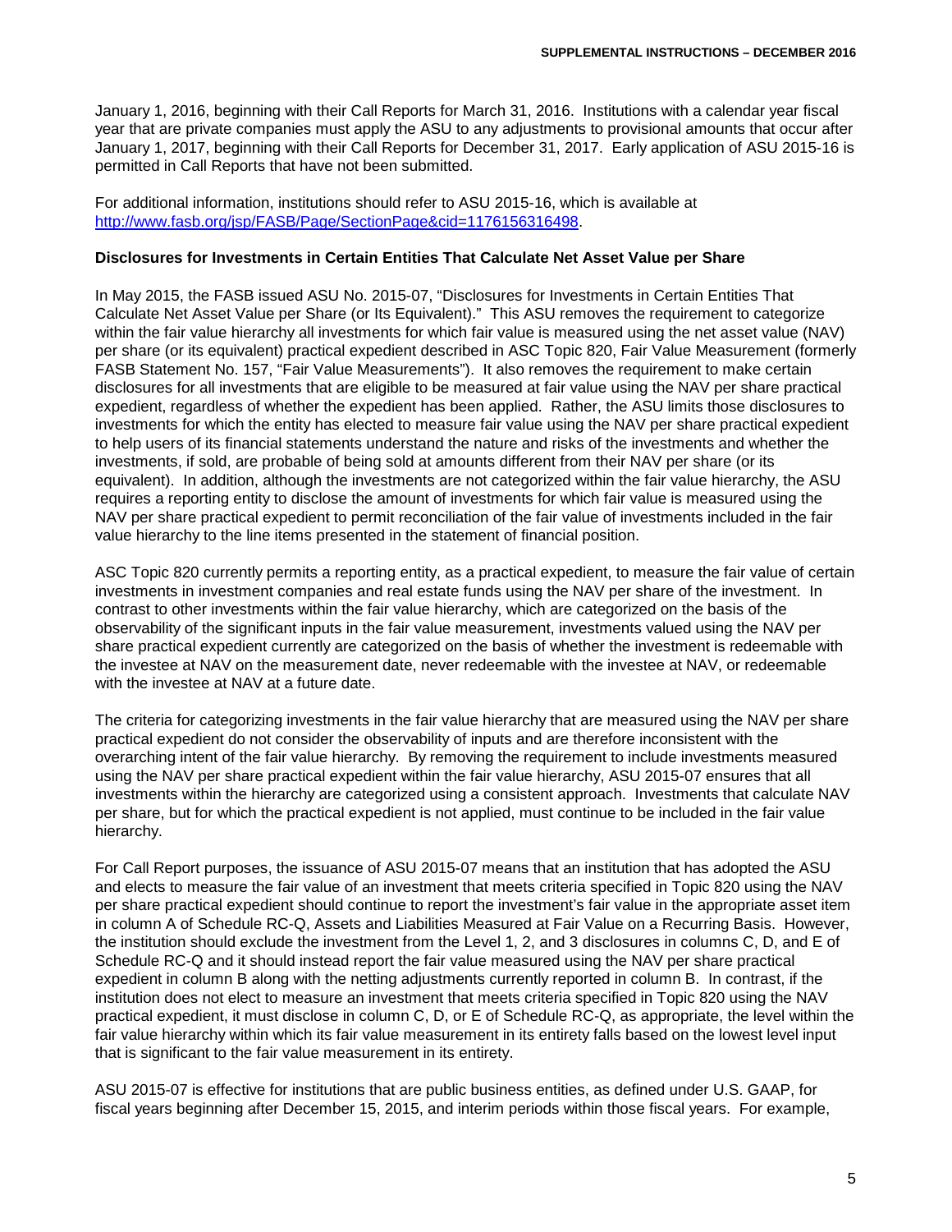January 1, 2016, beginning with their Call Reports for March 31, 2016. Institutions with a calendar year fiscal year that are private companies must apply the ASU to any adjustments to provisional amounts that occur after January 1, 2017, beginning with their Call Reports for December 31, 2017. Early application of ASU 2015-16 is permitted in Call Reports that have not been submitted.

For additional information, institutions should refer to ASU 2015-16, which is available at [http://www.fasb.org/jsp/FASB/Page/SectionPage&cid=1176156316498](http://www.fasb.org/jsp/FASB/Page/SectionPage&cid=1176156316498).

**Disclosures for Investments in Certain Entities That Calculate Net Asset Value per Share**

In May 2015, the FASB issued ASU No. 2015-07, "Disclosures for Investments in Certain Entities That Calculate Net Asset Value per Share (or Its Equivalent)." This ASU removes the requirement to categorize within the fair value hierarchy all investments for which fair value is measured using the net asset value (NAV) per share (or its equivalent) practical expedient described in ASC Topic 820, Fair Value Measurement (formerly FASB Statement No. 157, "Fair Value Measurements"). It also removes the requirement to make certain disclosures for all investments that are eligible to be measured at fair value using the NAV per share practical expedient, regardless of whether the expedient has been applied. Rather, the ASU limits those disclosures to investments for which the entity has elected to measure fair value using the NAV per share practical expedient to help users of its financial statements understand the nature and risks of the investments and whether the investments, if sold, are probable of being sold at amounts different from their NAV per share (or its equivalent). In addition, although the investments are not categorized within the fair value hierarchy, the ASU requires a reporting entity to disclose the amount of investments for which fair value is measured using the NAV per share practical expedient to permit reconciliation of the fair value of investments included in the fair value hierarchy to the line items presented in the statement of financial position.

ASC Topic 820 currently permits a reporting entity, as a practical expedient, to measure the fair value of certain investments in investment companies and real estate funds using the NAV per share of the investment. In contrast to other investments within the fair value hierarchy, which are categorized on the basis of the observability of the significant inputs in the fair value measurement, investments valued using the NAV per share practical expedient currently are categorized on the basis of whether the investment is redeemable with the investee at NAV on the measurement date, never redeemable with the investee at NAV, or redeemable with the investee at NAV at a future date.

The criteria for categorizing investments in the fair value hierarchy that are measured using the NAV per share practical expedient do not consider the observability of inputs and are therefore inconsistent with the overarching intent of the fair value hierarchy. By removing the requirement to include investments measured using the NAV per share practical expedient within the fair value hierarchy, ASU 2015-07 ensures that all investments within the hierarchy are categorized using a consistent approach. Investments that calculate NAV per share, but for which the practical expedient is not applied, must continue to be included in the fair value hierarchy.

For Call Report purposes, the issuance of ASU 2015-07 means that an institution that has adopted the ASU and elects to measure the fair value of an investment that meets criteria specified in Topic 820 using the NAV per share practical expedient should continue to report the investment's fair value in the appropriate asset item in column A of Schedule RC-Q, Assets and Liabilities Measured at Fair Value on a Recurring Basis. However, the institution should exclude the investment from the Level 1, 2, and 3 disclosures in columns C, D, and E of Schedule RC-Q and it should instead report the fair value measured using the NAV per share practical expedient in column B along with the netting adjustments currently reported in column B. In contrast, if the institution does not elect to measure an investment that meets criteria specified in Topic 820 using the NAV practical expedient, it must disclose in column C, D, or E of Schedule RC-Q, as appropriate, the level within the fair value hierarchy within which its fair value measurement in its entirety falls based on the lowest level input that is significant to the fair value measurement in its entirety.

ASU 2015-07 is effective for institutions that are public business entities, as defined under U.S. GAAP, for fiscal years beginning after December 15, 2015, and interim periods within those fiscal years. For example,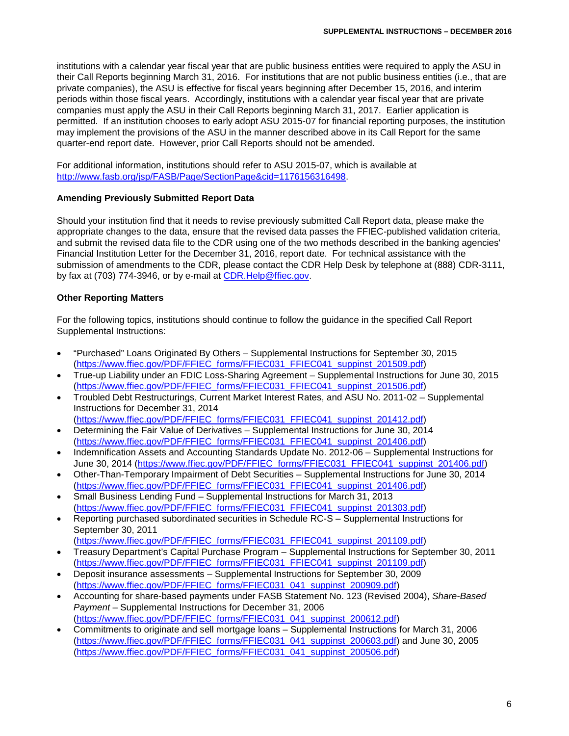institutions with a calendar year fiscal year that are public business entities were required to apply the ASU in their Call Reports beginning March 31, 2016. For institutions that are not public business entities (i.e., that are private companies), the ASU is effective for fiscal years beginning after December 15, 2016, and interim periods within those fiscal years. Accordingly, institutions with a calendar year fiscal year that are private companies must apply the ASU in their Call Reports beginning March 31, 2017. Earlier application is permitted. If an institution chooses to early adopt ASU 2015-07 for financial reporting purposes, the institution may implement the provisions of the ASU in the manner described above in its Call Report for the same quarter-end report date. However, prior Call Reports should not be amended.

For additional information, institutions should refer to ASU 2015-07, which is available at http://www.fasb.org/jsp/FASB/Page/SectionPage&cid=1176156316498.

**Amending Previously Submitted Report Data**

Should your institution find that it needs to revise previously submitted Call Report data, please make the appropriate changes to the data, ensure that the revised data passes the FFIEC-published validation criteria, and submit the revised data file to the CDR using one of the two methods described in the banking agencies' Financial Institution Letter for the December 31, 2016, report date. For technical assistance with the submission of amendments to the CDR, please contact the CDR Help Desk by telephone at (888) CDR-3111, by fax at (703) 774-3946, or by e-mail at CDR.Help@ffiec.gov.

**Other Reporting Matters**

For the following topics, institutions should continue to follow the guidance in the specified Call Report Supplemental Instructions:

- "Purchased" Loans Originated By Others – Supplemental Instructions for September 30, 2015 (https://www.ffiec.gov/PDF/FFIEC_forms/FFIEC031_FFIEC041_suppinst_201509.pdf)
- True-up Liability under an FDIC Loss-Sharing Agreement – Supplemental Instructions for June 30, 2015 (https://www.ffiec.gov/PDF/FFIEC_forms/FFIEC031_FFIEC041_suppinst_201506.pdf)
- Troubled Debt Restructurings, Current Market Interest Rates, and ASU No. 2011-02 – Supplemental Instructions for December 31, 2014 (https://www.ffiec.gov/PDF/FFIEC_forms/FFIEC031_FFIEC041_suppinst_201412.pdf)
- Determining the Fair Value of Derivatives – Supplemental Instructions for June 30, 2014 (https://www.ffiec.gov/PDF/FFIEC_forms/FFIEC031_FFIEC041_suppinst_201406.pdf)
- Indemnification Assets and Accounting Standards Update No. 2012-06 – Supplemental Instructions for June 30, 2014 (https://www.ffiec.gov/PDF/FFIEC_forms/FFIEC031_FFIEC041_suppinst_201406.pdf)
- Other-Than-Temporary Impairment of Debt Securities – Supplemental Instructions for June 30, 2014 (https://www.ffiec.gov/PDF/FFIEC_forms/FFIEC031_FFIEC041_suppinst_201406.pdf)
- Small Business Lending Fund – Supplemental Instructions for March 31, 2013 (https://www.ffiec.gov/PDF/FFIEC_forms/FFIEC031_FFIEC041_suppinst_201303.pdf)
- Reporting purchased subordinated securities in Schedule RC-S – Supplemental Instructions for September 30, 2011 (https://www.ffiec.gov/PDF/FFIEC_forms/FFIEC031_FFIEC041_suppinst_201109.pdf)
- Treasury Department's Capital Purchase Program – Supplemental Instructions for September 30, 2011 (https://www.ffiec.gov/PDF/FFIEC_forms/FFIEC031_FFIEC041_suppinst_201109.pdf)
- Deposit insurance assessments – Supplemental Instructions for September 30, 2009 (https://www.ffiec.gov/PDF/FFIEC_forms/FFIEC031_041_suppinst_200909.pdf)
- Accounting for share-based payments under FASB Statement No. 123 (Revised 2004), *Share-Based Payment* – Supplemental Instructions for December 31, 2006 (https://www.ffiec.gov/PDF/FFIEC_forms/FFIEC031_041_suppinst_200612.pdf)
- Commitments to originate and sell mortgage loans – Supplemental Instructions for March 31, 2006 (https://www.ffiec.gov/PDF/FFIEC_forms/FFIEC031_041_suppinst_200603.pdf) and June 30, 2005 (https://www.ffiec.gov/PDF/FFIEC_forms/FFIEC031_041_suppinst_200506.pdf)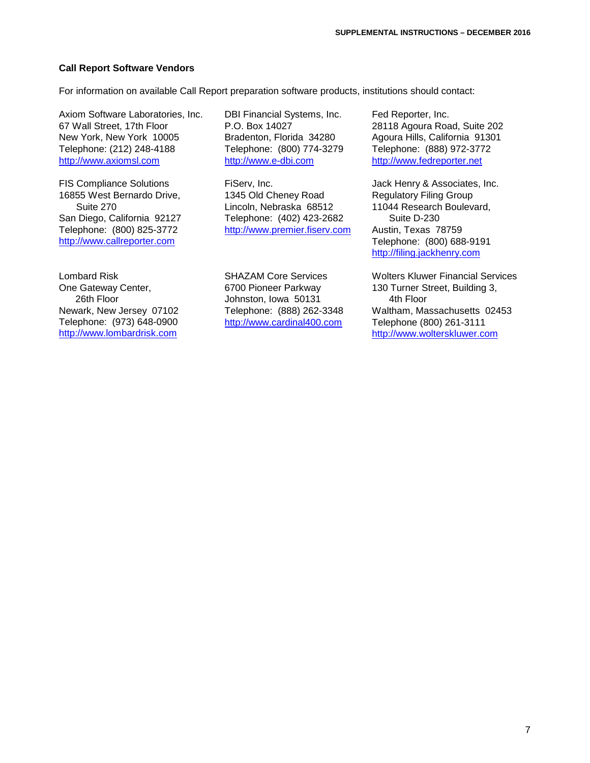### Call Report Software Vendors

For information on available Call Report preparation software products, institutions should contact:

Axiom Software Laboratories, Inc.
67 Wall Street, 17th Floor
New York, New York 10005
Telephone: (212) 248-4188
http://www.axiomsl.com

DBI Financial Systems, Inc.
P.O. Box 14027
Bradenton, Florida 34280
Telephone: (800) 774-3279
http://www.e-dbi.com

Fed Reporter, Inc.
28118 Agoura Road, Suite 202
Agoura Hills, California 91301
Telephone: (888) 972-3772
http://www.fedreporter.net

FIS Compliance Solutions
16855 West Bernardo Drive, Suite 270
San Diego, California 92127
Telephone: (800) 825-3772
http://www.callreporter.com

FiServ, Inc.
1345 Old Cheney Road
Lincoln, Nebraska 68512
Telephone: (402) 423-2682
http://www.premier.fiserv.com

Jack Henry & Associates, Inc.
Regulatory Filing Group
11044 Research Boulevard, Suite D-230
Austin, Texas 78759
Telephone: (800) 688-9191
http://filing.jackhenry.com

Lombard Risk
One Gateway Center, 26th Floor
Newark, New Jersey 07102
Telephone: (973) 648-0900
http://www.lombardrisk.com

SHAZAM Core Services
6700 Pioneer Parkway
Johnston, Iowa 50131
Telephone: (888) 262-3348
http://www.cardinal400.com

Wolters Kluwer Financial Services
130 Turner Street, Building 3, 4th Floor
Waltham, Massachusetts 02453
Telephone (800) 261-3111
http://www.wolterskluwer.com